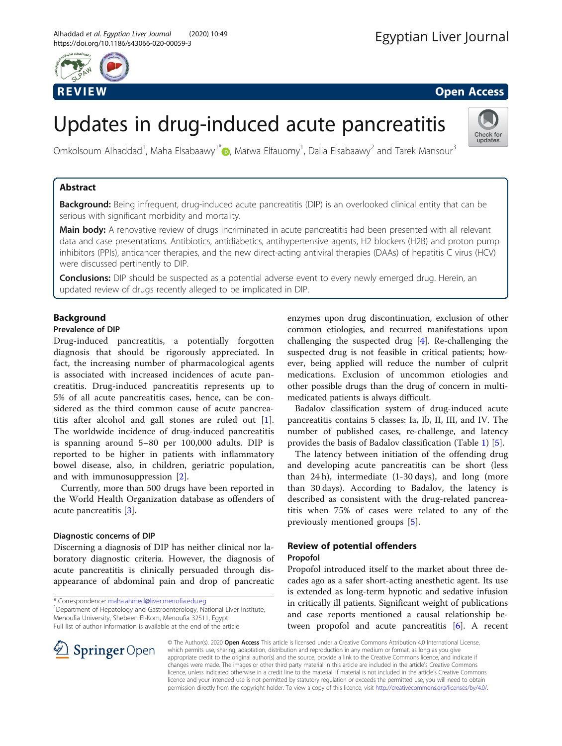REVIEW

Open Access

# Updates in drug-induced acute pancreatitis

Omkolsoum Alhaddad[1], Maha Elsabaawy[1*], Marwa Elfauomy[1], Dalia Elsabaawy[2] and Tarek Mansour[3]

## Abstract

**Background:** Being infrequent, drug-induced acute pancreatitis (DIP) is an overlooked clinical entity that can be serious with significant morbidity and mortality.

**Main body:** A renovative review of drugs incriminated in acute pancreatitis had been presented with all relevant data and case presentations. Antibiotics, antidiabetics, antihypertensive agents, H2 blockers (H2B) and proton pump inhibitors (PPIs), anticancer therapies, and the new direct-acting antiviral therapies (DAAs) of hepatitis C virus (HCV) were discussed pertinently to DIP.

**Conclusions:** DIP should be suspected as a potential adverse event to every newly emerged drug. Herein, an updated review of drugs recently alleged to be implicated in DIP.

## Background

### Prevalence of DIP

Drug-induced pancreatitis, a potentially forgotten diagnosis that should be rigorously appreciated. In fact, the increasing number of pharmacological agents is associated with increased incidences of acute pancreatitis. Drug-induced pancreatitis represents up to 5% of all acute pancreatitis cases, hence, can be considered as the third common cause of acute pancreatitis after alcohol and gall stones are ruled out [1]. The worldwide incidence of drug-induced pancreatitis is spanning around 5–80 per 100,000 adults. DIP is reported to be higher in patients with inflammatory bowel disease, also, in children, geriatric population, and with immunosuppression [2].

Currently, more than 500 drugs have been reported in the World Health Organization database as offenders of acute pancreatitis [3].

### Diagnostic concerns of DIP

Discerning a diagnosis of DIP has neither clinical nor laboratory diagnostic criteria. However, the diagnosis of acute pancreatitis is clinically persuaded through disappearance of abdominal pain and drop of pancreatic enzymes upon drug discontinuation, exclusion of other common etiologies, and recurred manifestations upon challenging the suspected drug [4]. Re-challenging the suspected drug is not feasible in critical patients; however, being applied will reduce the number of culprit medications. Exclusion of uncommon etiologies and other possible drugs than the drug of concern in multi-medicated patients is always difficult.

Badalov classification system of drug-induced acute pancreatitis contains 5 classes: Ia, Ib, II, III, and IV. The number of published cases, re-challenge, and latency provides the basis of Badalov classification (Table 1) [5].

The latency between initiation of the offending drug and developing acute pancreatitis can be short (less than 24 h), intermediate (1-30 days), and long (more than 30 days). According to Badalov, the latency is described as consistent with the drug-related pancreatitis when 75% of cases were related to any of the previously mentioned groups [5].

## Review of potential offenders

### Propofol

Propofol introduced itself to the market about three decades ago as a safer short-acting anesthetic agent. Its use is extended as long-term hypnotic and sedative infusion in critically ill patients. Significant weight of publications and case reports mentioned a causal relationship between propofol and acute pancreatitis [6]. A recent

\* Correspondence: maha.ahmed@liver.menofia.edu.eg

[1]Department of Hepatology and Gastroenterology, National Liver Institute, Menoufia University, Shebeen El-Kom, Menoufia 32511, Egypt

Full list of author information is available at the end of the article

© The Author(s). 2020 **Open Access** This article is licensed under a Creative Commons Attribution 4.0 International License, which permits use, sharing, adaptation, distribution and reproduction in any medium or format, as long as you give appropriate credit to the original author(s) and the source, provide a link to the Creative Commons licence, and indicate if changes were made. The images or other third party material in this article are included in the article's Creative Commons licence, unless indicated otherwise in a credit line to the material. If material is not included in the article's Creative Commons licence and your intended use is not permitted by statutory regulation or exceeds the permitted use, you will need to obtain permission directly from the copyright holder. To view a copy of this licence, visit http://creativecommons.org/licenses/by/4.0/.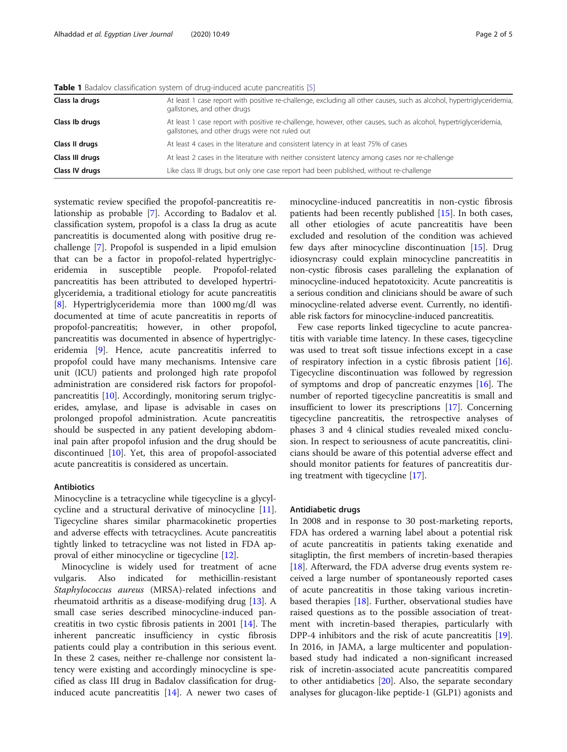**Table 1** Badalov classification system of drug-induced acute pancreatitis [5]

| | |
|---|---|
| **Class Ia drugs** | At least 1 case report with positive re-challenge, excluding all other causes, such as alcohol, hypertriglyceridemia, gallstones, and other drugs |
| **Class Ib drugs** | At least 1 case report with positive re-challenge, however, other causes, such as alcohol, hypertriglyceridemia, gallstones, and other drugs were not ruled out |
| **Class II drugs** | At least 4 cases in the literature and consistent latency in at least 75% of cases |
| **Class III drugs** | At least 2 cases in the literature with neither consistent latency among cases nor re-challenge |
| **Class IV drugs** | Like class III drugs, but only one case report had been published, without re-challenge |

systematic review specified the propofol-pancreatitis relationship as probable [7]. According to Badalov et al. classification system, propofol is a class Ia drug as acute pancreatitis is documented along with positive drug re-challenge [7]. Propofol is suspended in a lipid emulsion that can be a factor in propofol-related hypertriglyceridemia in susceptible people. Propofol-related pancreatitis has been attributed to developed hypertriglyceridemia, a traditional etiology for acute pancreatitis [8]. Hypertriglyceridemia more than 1000 mg/dl was documented at time of acute pancreatitis in reports of propofol-pancreatitis; however, in other propofol, pancreatitis was documented in absence of hypertriglyceridemia [9]. Hence, acute pancreatitis inferred to propofol could have many mechanisms. Intensive care unit (ICU) patients and prolonged high rate propofol administration are considered risk factors for propofol-pancreatitis [10]. Accordingly, monitoring serum triglycerides, amylase, and lipase is advisable in cases on prolonged propofol administration. Acute pancreatitis should be suspected in any patient developing abdominal pain after propofol infusion and the drug should be discontinued [10]. Yet, this area of propofol-associated acute pancreatitis is considered as uncertain.

### Antibiotics

Minocycline is a tetracycline while tigecycline is a glycylcycline and a structural derivative of minocycline [11]. Tigecycline shares similar pharmacokinetic properties and adverse effects with tetracyclines. Acute pancreatitis tightly linked to tetracycline was not listed in FDA approval of either minocycline or tigecycline [12].

Minocycline is widely used for treatment of acne vulgaris. Also indicated for methicillin-resistant *Staphylococcus aureus* (MRSA)-related infections and rheumatoid arthritis as a disease-modifying drug [13]. A small case series described minocycline-induced pancreatitis in two cystic fibrosis patients in 2001 [14]. The inherent pancreatic insufficiency in cystic fibrosis patients could play a contribution in this serious event. In these 2 cases, neither re-challenge nor consistent latency were existing and accordingly minocycline is specified as class III drug in Badalov classification for drug-induced acute pancreatitis [14]. A newer two cases of minocycline-induced pancreatitis in non-cystic fibrosis patients had been recently published [15]. In both cases, all other etiologies of acute pancreatitis have been excluded and resolution of the condition was achieved few days after minocycline discontinuation [15]. Drug idiosyncrasy could explain minocycline pancreatitis in non-cystic fibrosis cases paralleling the explanation of minocycline-induced hepatotoxicity. Acute pancreatitis is a serious condition and clinicians should be aware of such minocycline-related adverse event. Currently, no identifiable risk factors for minocycline-induced pancreatitis.

Few case reports linked tigecycline to acute pancreatitis with variable time latency. In these cases, tigecycline was used to treat soft tissue infections except in a case of respiratory infection in a cystic fibrosis patient [16]. Tigecycline discontinuation was followed by regression of symptoms and drop of pancreatic enzymes [16]. The number of reported tigecycline pancreatitis is small and insufficient to lower its prescriptions [17]. Concerning tigecycline pancreatitis, the retrospective analyses of phases 3 and 4 clinical studies revealed mixed conclusion. In respect to seriousness of acute pancreatitis, clinicians should be aware of this potential adverse effect and should monitor patients for features of pancreatitis during treatment with tigecycline [17].

### Antidiabetic drugs

In 2008 and in response to 30 post-marketing reports, FDA has ordered a warning label about a potential risk of acute pancreatitis in patients taking exenatide and sitagliptin, the first members of incretin-based therapies [18]. Afterward, the FDA adverse drug events system received a large number of spontaneously reported cases of acute pancreatitis in those taking various incretin-based therapies [18]. Further, observational studies have raised questions as to the possible association of treatment with incretin-based therapies, particularly with DPP-4 inhibitors and the risk of acute pancreatitis [19]. In 2016, in JAMA, a large multicenter and population-based study had indicated a non-significant increased risk of incretin-associated acute pancreatitis compared to other antidiabetics [20]. Also, the separate secondary analyses for glucagon-like peptide-1 (GLP1) agonists and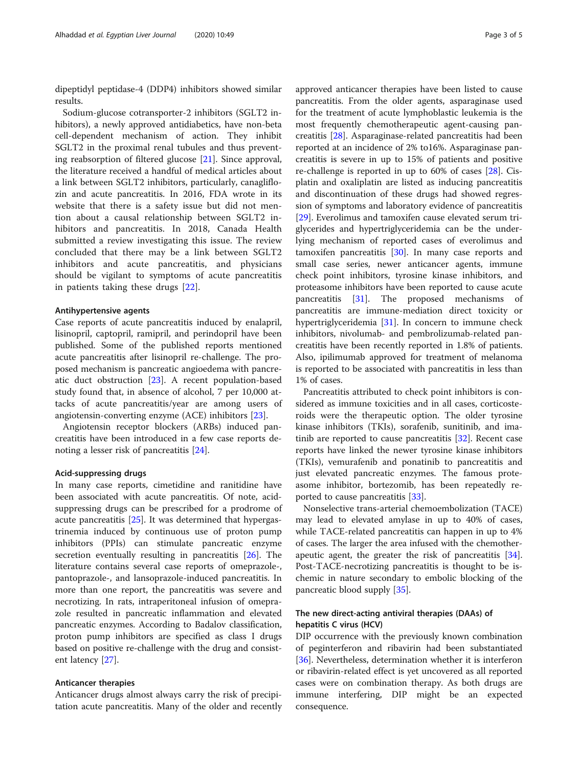dipeptidyl peptidase-4 (DDP4) inhibitors showed similar results.

Sodium-glucose cotransporter-2 inhibitors (SGLT2 inhibitors), a newly approved antidiabetics, have non-beta cell-dependent mechanism of action. They inhibit SGLT2 in the proximal renal tubules and thus preventing reabsorption of filtered glucose [21]. Since approval, the literature received a handful of medical articles about a link between SGLT2 inhibitors, particularly, canagliflozin and acute pancreatitis. In 2016, FDA wrote in its website that there is a safety issue but did not mention about a causal relationship between SGLT2 inhibitors and pancreatitis. In 2018, Canada Health submitted a review investigating this issue. The review concluded that there may be a link between SGLT2 inhibitors and acute pancreatitis, and physicians should be vigilant to symptoms of acute pancreatitis in patients taking these drugs [22].

### Antihypertensive agents

Case reports of acute pancreatitis induced by enalapril, lisinopril, captopril, ramipril, and perindopril have been published. Some of the published reports mentioned acute pancreatitis after lisinopril re-challenge. The proposed mechanism is pancreatic angioedema with pancreatic duct obstruction [23]. A recent population-based study found that, in absence of alcohol, 7 per 10,000 attacks of acute pancreatitis/year are among users of angiotensin-converting enzyme (ACE) inhibitors [23].

Angiotensin receptor blockers (ARBs) induced pancreatitis have been introduced in a few case reports denoting a lesser risk of pancreatitis [24].

### Acid-suppressing drugs

In many case reports, cimetidine and ranitidine have been associated with acute pancreatitis. Of note, acid-suppressing drugs can be prescribed for a prodrome of acute pancreatitis [25]. It was determined that hypergastrinemia induced by continuous use of proton pump inhibitors (PPIs) can stimulate pancreatic enzyme secretion eventually resulting in pancreatitis [26]. The literature contains several case reports of omeprazole-, pantoprazole-, and lansoprazole-induced pancreatitis. In more than one report, the pancreatitis was severe and necrotizing. In rats, intraperitoneal infusion of omeprazole resulted in pancreatic inflammation and elevated pancreatic enzymes. According to Badalov classification, proton pump inhibitors are specified as class I drugs based on positive re-challenge with the drug and consistent latency [27].

### Anticancer therapies

Anticancer drugs almost always carry the risk of precipitation acute pancreatitis. Many of the older and recently approved anticancer therapies have been listed to cause pancreatitis. From the older agents, asparaginase used for the treatment of acute lymphoblastic leukemia is the most frequently chemotherapeutic agent-causing pancreatitis [28]. Asparaginase-related pancreatitis had been reported at an incidence of 2% to16%. Asparaginase pancreatitis is severe in up to 15% of patients and positive re-challenge is reported in up to 60% of cases [28]. Cisplatin and oxaliplatin are listed as inducing pancreatitis and discontinuation of these drugs had showed regression of symptoms and laboratory evidence of pancreatitis [29]. Everolimus and tamoxifen cause elevated serum triglycerides and hypertriglyceridemia can be the underlying mechanism of reported cases of everolimus and tamoxifen pancreatitis [30]. In many case reports and small case series, newer anticancer agents, immune check point inhibitors, tyrosine kinase inhibitors, and proteasome inhibitors have been reported to cause acute pancreatitis [31]. The proposed mechanisms of pancreatitis are immune-mediation direct toxicity or hypertriglyceridemia [31]. In concern to immune check inhibitors, nivolumab- and pembrolizumab-related pancreatitis have been recently reported in 1.8% of patients. Also, ipilimumab approved for treatment of melanoma is reported to be associated with pancreatitis in less than 1% of cases.

Pancreatitis attributed to check point inhibitors is considered as immune toxicities and in all cases, corticosteroids were the therapeutic option. The older tyrosine kinase inhibitors (TKIs), sorafenib, sunitinib, and imatinib are reported to cause pancreatitis [32]. Recent case reports have linked the newer tyrosine kinase inhibitors (TKIs), vemurafenib and ponatinib to pancreatitis and just elevated pancreatic enzymes. The famous proteasome inhibitor, bortezomib, has been repeatedly reported to cause pancreatitis [33].

Nonselective trans-arterial chemoembolization (TACE) may lead to elevated amylase in up to 40% of cases, while TACE-related pancreatitis can happen in up to 4% of cases. The larger the area infused with the chemotherapeutic agent, the greater the risk of pancreatitis [34]. Post-TACE-necrotizing pancreatitis is thought to be ischemic in nature secondary to embolic blocking of the pancreatic blood supply [35].

### The new direct-acting antiviral therapies (DAAs) of hepatitis C virus (HCV)

DIP occurrence with the previously known combination of peginterferon and ribavirin had been substantiated [36]. Nevertheless, determination whether it is interferon or ribavirin-related effect is yet uncovered as all reported cases were on combination therapy. As both drugs are immune interfering, DIP might be an expected consequence.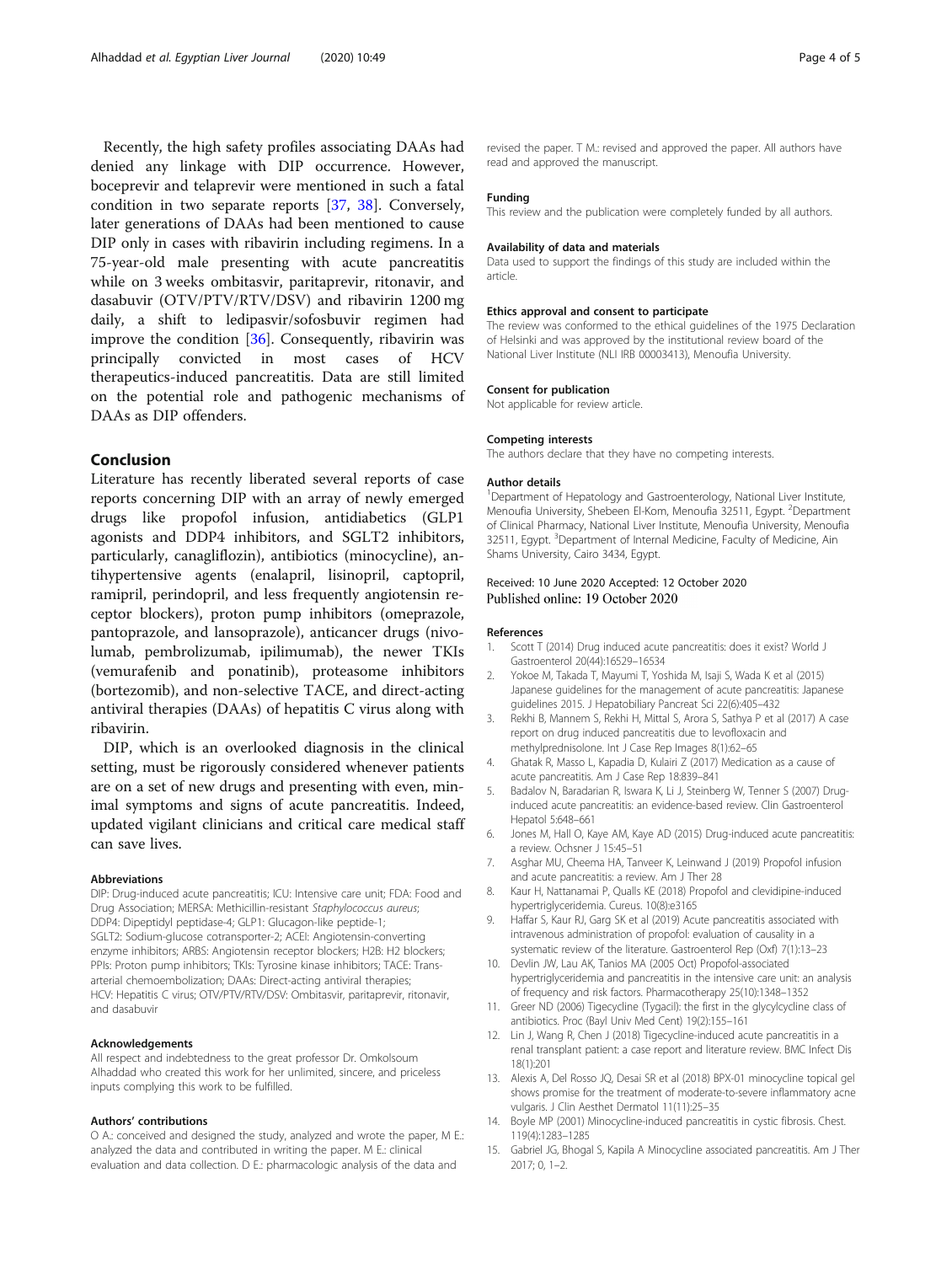Recently, the high safety profiles associating DAAs had denied any linkage with DIP occurrence. However, boceprevir and telaprevir were mentioned in such a fatal condition in two separate reports [37, 38]. Conversely, later generations of DAAs had been mentioned to cause DIP only in cases with ribavirin including regimens. In a 75-year-old male presenting with acute pancreatitis while on 3 weeks ombitasvir, paritaprevir, ritonavir, and dasabuvir (OTV/PTV/RTV/DSV) and ribavirin 1200 mg daily, a shift to ledipasvir/sofosbuvir regimen had improve the condition [36]. Consequently, ribavirin was principally convicted in most cases of HCV therapeutics-induced pancreatitis. Data are still limited on the potential role and pathogenic mechanisms of DAAs as DIP offenders.

## Conclusion

Literature has recently liberated several reports of case reports concerning DIP with an array of newly emerged drugs like propofol infusion, antidiabetics (GLP1 agonists and DDP4 inhibitors, and SGLT2 inhibitors, particularly, canagliflozin), antibiotics (minocycline), antihypertensive agents (enalapril, lisinopril, captopril, ramipril, perindopril, and less frequently angiotensin receptor blockers), proton pump inhibitors (omeprazole, pantoprazole, and lansoprazole), anticancer drugs (nivolumab, pembrolizumab, ipilimumab), the newer TKIs (vemurafenib and ponatinib), proteasome inhibitors (bortezomib), and non-selective TACE, and direct-acting antiviral therapies (DAAs) of hepatitis C virus along with ribavirin.

DIP, which is an overlooked diagnosis in the clinical setting, must be rigorously considered whenever patients are on a set of new drugs and presenting with even, minimal symptoms and signs of acute pancreatitis. Indeed, updated vigilant clinicians and critical care medical staff can save lives.

### Abbreviations

DIP: Drug-induced acute pancreatitis; ICU: Intensive care unit; FDA: Food and Drug Association; MERSA: Methicillin-resistant *Staphylococcus aureus*; DDP4: Dipeptidyl peptidase-4; GLP1: Glucagon-like peptide-1; SGLT2: Sodium-glucose cotransporter-2; ACEI: Angiotensin-converting enzyme inhibitors; ARBS: Angiotensin receptor blockers; H2B: H2 blockers; PPIs: Proton pump inhibitors; TKIs: Tyrosine kinase inhibitors; TACE: Trans-arterial chemoembolization; DAAs: Direct-acting antiviral therapies; HCV: Hepatitis C virus; OTV/PTV/RTV/DSV: Ombitasvir, paritaprevir, ritonavir, and dasabuvir

### Acknowledgements

All respect and indebtedness to the great professor Dr. Omkolsoum Alhaddad who created this work for her unlimited, sincere, and priceless inputs complying this work to be fulfilled.

### Authors' contributions

O A.: conceived and designed the study, analyzed and wrote the paper, M E.: analyzed the data and contributed in writing the paper. M E.: clinical evaluation and data collection. D E.: pharmacologic analysis of the data and revised the paper. T M.: revised and approved the paper. All authors have read and approved the manuscript.

### Funding

This review and the publication were completely funded by all authors.

### Availability of data and materials

Data used to support the findings of this study are included within the article.

### Ethics approval and consent to participate

The review was conformed to the ethical guidelines of the 1975 Declaration of Helsinki and was approved by the institutional review board of the National Liver Institute (NLI IRB 00003413), Menoufia University.

### Consent for publication

Not applicable for review article.

### Competing interests

The authors declare that they have no competing interests.

### Author details

[1]Department of Hepatology and Gastroenterology, National Liver Institute, Menoufia University, Shebeen El-Kom, Menoufia 32511, Egypt. [2]Department of Clinical Pharmacy, National Liver Institute, Menoufia University, Menoufia 32511, Egypt. [3]Department of Internal Medicine, Faculty of Medicine, Ain Shams University, Cairo 3434, Egypt.

Received: 10 June 2020 Accepted: 12 October 2020
Published online: 19 October 2020

### References

1. Scott T (2014) Drug induced acute pancreatitis: does it exist? World J Gastroenterol 20(44):16529–16534
2. Yokoe M, Takada T, Mayumi T, Yoshida M, Isaji S, Wada K et al (2015) Japanese guidelines for the management of acute pancreatitis: Japanese guidelines 2015. J Hepatobiliary Pancreat Sci 22(6):405–432
3. Rekhi B, Mannem S, Rekhi H, Mittal S, Arora S, Sathya P et al (2017) A case report on drug induced pancreatitis due to levofloxacin and methylprednisolone. Int J Case Rep Images 8(1):62–65
4. Ghatak R, Masso L, Kapadia D, Kulairi Z (2017) Medication as a cause of acute pancreatitis. Am J Case Rep 18:839–841
5. Badalov N, Baradarian R, Iswara K, Li J, Steinberg W, Tenner S (2007) Drug-induced acute pancreatitis: an evidence-based review. Clin Gastroenterol Hepatol 5:648–661
6. Jones M, Hall O, Kaye AM, Kaye AD (2015) Drug-induced acute pancreatitis: a review. Ochsner J 15:45–51
7. Asghar MU, Cheema HA, Tanveer K, Leinwand J (2019) Propofol infusion and acute pancreatitis: a review. Am J Ther 28
8. Kaur H, Nattanamai P, Qualls KE (2018) Propofol and clevidipine-induced hypertriglyceridemia. Cureus. 10(8):e3165
9. Haffar S, Kaur RJ, Garg SK et al (2019) Acute pancreatitis associated with intravenous administration of propofol: evaluation of causality in a systematic review of the literature. Gastroenterol Rep (Oxf) 7(1):13–23
10. Devlin JW, Lau AK, Tanios MA (2005 Oct) Propofol-associated hypertriglyceridemia and pancreatitis in the intensive care unit: an analysis of frequency and risk factors. Pharmacotherapy 25(10):1348–1352
11. Greer ND (2006) Tigecycline (Tygacil): the first in the glycylcycline class of antibiotics. Proc (Bayl Univ Med Cent) 19(2):155–161
12. Lin J, Wang R, Chen J (2018) Tigecycline-induced acute pancreatitis in a renal transplant patient: a case report and literature review. BMC Infect Dis 18(1):201
13. Alexis A, Del Rosso JQ, Desai SR et al (2018) BPX-01 minocycline topical gel shows promise for the treatment of moderate-to-severe inflammatory acne vulgaris. J Clin Aesthet Dermatol 11(11):25–35
14. Boyle MP (2001) Minocycline-induced pancreatitis in cystic fibrosis. Chest. 119(4):1283–1285
15. Gabriel JG, Bhogal S, Kapila A Minocycline associated pancreatitis. Am J Ther 2017; 0, 1–2.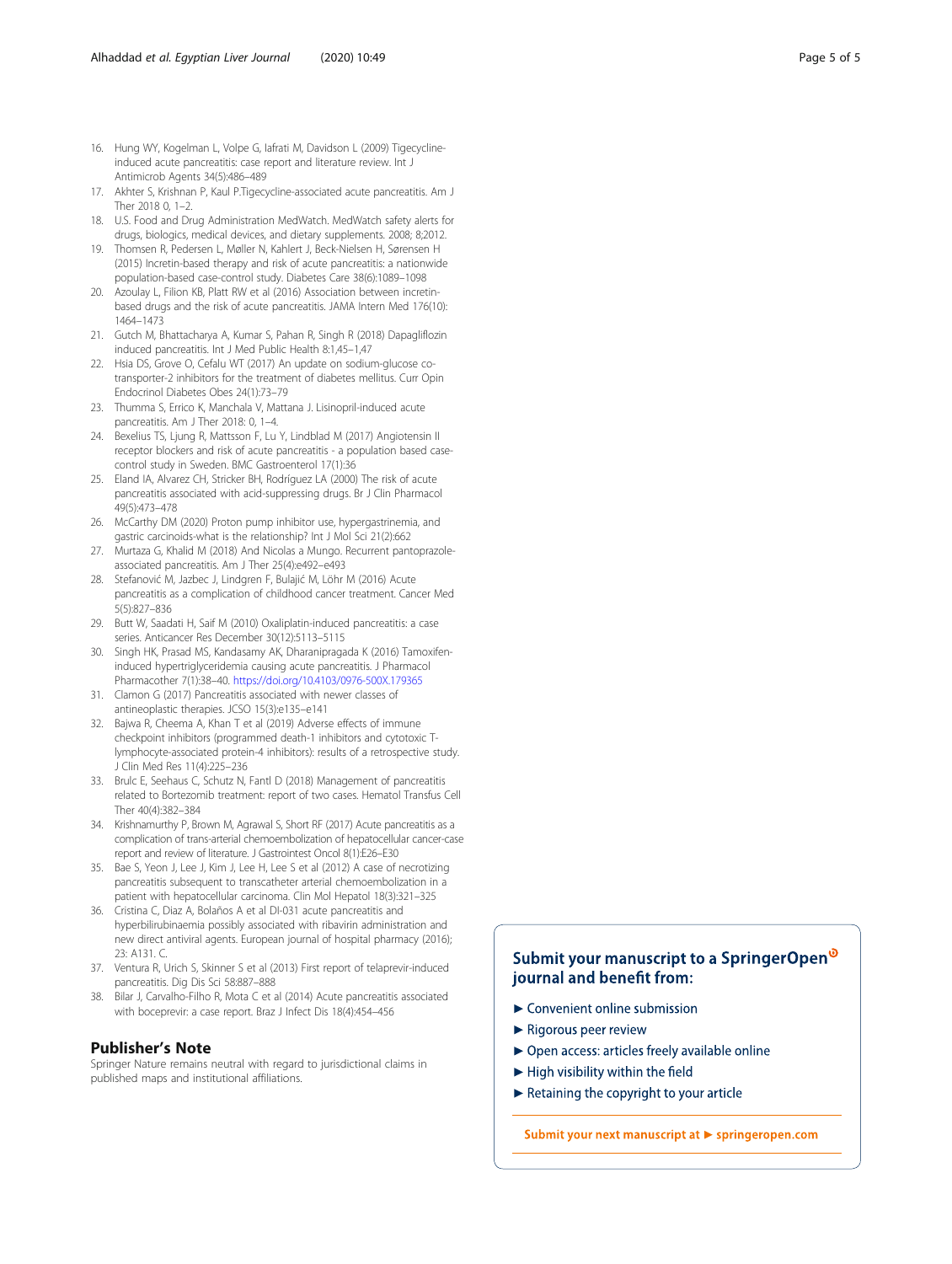16. Hung WY, Kogelman L, Volpe G, Iafrati M, Davidson L (2009) Tigecycline-induced acute pancreatitis: case report and literature review. Int J Antimicrob Agents 34(5):486–489
17. Akhter S, Krishnan P, Kaul P.Tigecycline-associated acute pancreatitis. Am J Ther 2018 0, 1–2.
18. U.S. Food and Drug Administration MedWatch. MedWatch safety alerts for drugs, biologics, medical devices, and dietary supplements. 2008; 8;2012.
19. Thomsen R, Pedersen L, Møller N, Kahlert J, Beck-Nielsen H, Sørensen H (2015) Incretin-based therapy and risk of acute pancreatitis: a nationwide population-based case-control study. Diabetes Care 38(6):1089–1098
20. Azoulay L, Filion KB, Platt RW et al (2016) Association between incretin-based drugs and the risk of acute pancreatitis. JAMA Intern Med 176(10): 1464–1473
21. Gutch M, Bhattacharya A, Kumar S, Pahan R, Singh R (2018) Dapagliflozin induced pancreatitis. Int J Med Public Health 8:1,45–1,47
22. Hsia DS, Grove O, Cefalu WT (2017) An update on sodium-glucose co-transporter-2 inhibitors for the treatment of diabetes mellitus. Curr Opin Endocrinol Diabetes Obes 24(1):73–79
23. Thumma S, Errico K, Manchala V, Mattana J. Lisinopril-induced acute pancreatitis. Am J Ther 2018: 0, 1–4.
24. Bexelius TS, Ljung R, Mattsson F, Lu Y, Lindblad M (2017) Angiotensin II receptor blockers and risk of acute pancreatitis - a population based case-control study in Sweden. BMC Gastroenterol 17(1):36
25. Eland IA, Alvarez CH, Stricker BH, Rodríguez LA (2000) The risk of acute pancreatitis associated with acid-suppressing drugs. Br J Clin Pharmacol 49(5):473–478
26. McCarthy DM (2020) Proton pump inhibitor use, hypergastrinemia, and gastric carcinoids-what is the relationship? Int J Mol Sci 21(2):662
27. Murtaza G, Khalid M (2018) And Nicolas a Mungo. Recurrent pantoprazole-associated pancreatitis. Am J Ther 25(4):e492–e493
28. Stefanović M, Jazbec J, Lindgren F, Bulajić M, Löhr M (2016) Acute pancreatitis as a complication of childhood cancer treatment. Cancer Med 5(5):827–836
29. Butt W, Saadati H, Saif M (2010) Oxaliplatin-induced pancreatitis: a case series. Anticancer Res December 30(12):5113–5115
30. Singh HK, Prasad MS, Kandasamy AK, Dharanipragada K (2016) Tamoxifen-induced hypertriglyceridemia causing acute pancreatitis. J Pharmacol Pharmacother 7(1):38–40. https://doi.org/10.4103/0976-500X.179365
31. Clamon G (2017) Pancreatitis associated with newer classes of antineoplastic therapies. JCSO 15(3):e135–e141
32. Bajwa R, Cheema A, Khan T et al (2019) Adverse effects of immune checkpoint inhibitors (programmed death-1 inhibitors and cytotoxic T-lymphocyte-associated protein-4 inhibitors): results of a retrospective study. J Clin Med Res 11(4):225–236
33. Brulc E, Seehaus C, Schutz N, Fantl D (2018) Management of pancreatitis related to Bortezomib treatment: report of two cases. Hematol Transfus Cell Ther 40(4):382–384
34. Krishnamurthy P, Brown M, Agrawal S, Short RF (2017) Acute pancreatitis as a complication of trans-arterial chemoembolization of hepatocellular cancer-case report and review of literature. J Gastrointest Oncol 8(1):E26–E30
35. Bae S, Yeon J, Lee J, Kim J, Lee H, Lee S et al (2012) A case of necrotizing pancreatitis subsequent to transcatheter arterial chemoembolization in a patient with hepatocellular carcinoma. Clin Mol Hepatol 18(3):321–325
36. Cristina C, Diaz A, Bolaños A et al DI-031 acute pancreatitis and hyperbilirubinaemia possibly associated with ribavirin administration and new direct antiviral agents. European journal of hospital pharmacy (2016); 23: A131. C.
37. Ventura R, Urich S, Skinner S et al (2013) First report of telaprevir-induced pancreatitis. Dig Dis Sci 58:887–888
38. Bilar J, Carvalho-Filho R, Mota C et al (2014) Acute pancreatitis associated with boceprevir: a case report. Braz J Infect Dis 18(4):454–456

## Publisher's Note

Springer Nature remains neutral with regard to jurisdictional claims in published maps and institutional affiliations.

**Submit your manuscript to a SpringerOpen journal and benefit from:**

- ► Convenient online submission
- ► Rigorous peer review
- ► Open access: articles freely available online
- ► High visibility within the field
- ► Retaining the copyright to your article

**Submit your next manuscript at ► springeropen.com**